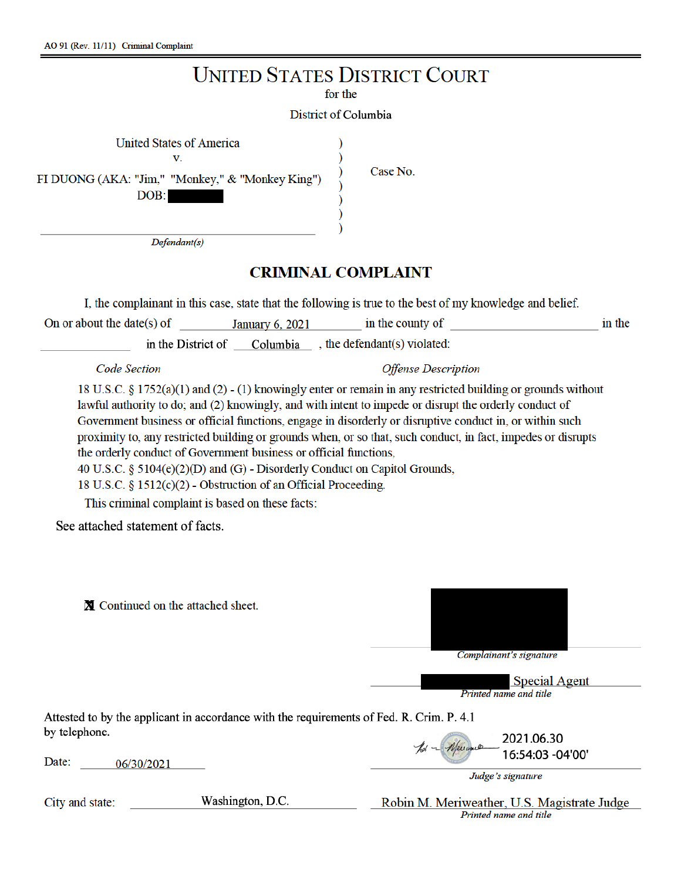AO 91 (Rev. 11/11) Criminal Complaint

# UNITED STATES DISTRICT COURT

for the

District of Columbia

United States of America
v.
FI DUONG (AKA: "Jim," "Monkey," & "Monkey King")
DOB: [REDACTED]

*Defendant(s)*

Case No.

## CRIMINAL COMPLAINT

I, the complainant in this case, state that the following is true to the best of my knowledge and belief.

On or about the date(s) of January 6, 2021 in the county of ______ in the ______ in the District of Columbia, the defendant(s) violated:

*Code Section* — *Offense Description*

18 U.S.C. § 1752(a)(1) and (2) - (1) knowingly enter or remain in any restricted building or grounds without lawful authority to do; and (2) knowingly, and with intent to impede or disrupt the orderly conduct of Government business or official functions, engage in disorderly or disruptive conduct in, or within such proximity to, any restricted building or grounds when, or so that, such conduct, in fact, impedes or disrupts the orderly conduct of Government business or official functions,

40 U.S.C. § 5104(e)(2)(D) and (G) - Disorderly Conduct on Capitol Grounds,

18 U.S.C. § 1512(c)(2) - Obstruction of an Official Proceeding.

This criminal complaint is based on these facts:

See attached statement of facts.

☒ Continued on the attached sheet.

[REDACTED]
*Complainant's signature*

[REDACTED] Special Agent
*Printed name and title*

Attested to by the applicant in accordance with the requirements of Fed. R. Crim. P. 4.1 by telephone.

Date: 06/30/2021

2021.06.30 16:54:03 -04'00'
*Judge's signature*

City and state: Washington, D.C.

Robin M. Meriweather, U.S. Magistrate Judge
*Printed name and title*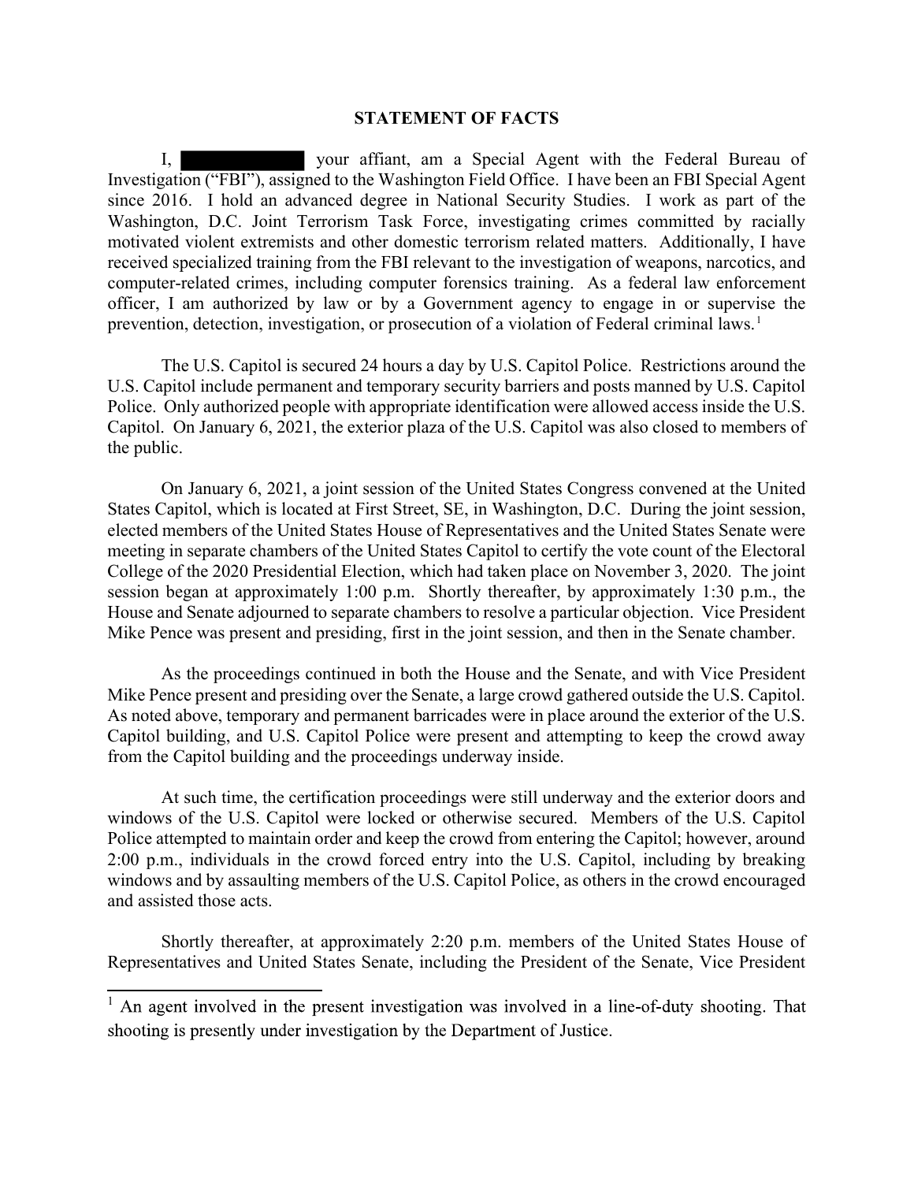## STATEMENT OF FACTS

I, ████████ your affiant, am a Special Agent with the Federal Bureau of Investigation ("FBI"), assigned to the Washington Field Office. I have been an FBI Special Agent since 2016. I hold an advanced degree in National Security Studies. I work as part of the Washington, D.C. Joint Terrorism Task Force, investigating crimes committed by racially motivated violent extremists and other domestic terrorism related matters. Additionally, I have received specialized training from the FBI relevant to the investigation of weapons, narcotics, and computer-related crimes, including computer forensics training. As a federal law enforcement officer, I am authorized by law or by a Government agency to engage in or supervise the prevention, detection, investigation, or prosecution of a violation of Federal criminal laws.[1]

The U.S. Capitol is secured 24 hours a day by U.S. Capitol Police. Restrictions around the U.S. Capitol include permanent and temporary security barriers and posts manned by U.S. Capitol Police. Only authorized people with appropriate identification were allowed access inside the U.S. Capitol. On January 6, 2021, the exterior plaza of the U.S. Capitol was also closed to members of the public.

On January 6, 2021, a joint session of the United States Congress convened at the United States Capitol, which is located at First Street, SE, in Washington, D.C. During the joint session, elected members of the United States House of Representatives and the United States Senate were meeting in separate chambers of the United States Capitol to certify the vote count of the Electoral College of the 2020 Presidential Election, which had taken place on November 3, 2020. The joint session began at approximately 1:00 p.m. Shortly thereafter, by approximately 1:30 p.m., the House and Senate adjourned to separate chambers to resolve a particular objection. Vice President Mike Pence was present and presiding, first in the joint session, and then in the Senate chamber.

As the proceedings continued in both the House and the Senate, and with Vice President Mike Pence present and presiding over the Senate, a large crowd gathered outside the U.S. Capitol. As noted above, temporary and permanent barricades were in place around the exterior of the U.S. Capitol building, and U.S. Capitol Police were present and attempting to keep the crowd away from the Capitol building and the proceedings underway inside.

At such time, the certification proceedings were still underway and the exterior doors and windows of the U.S. Capitol were locked or otherwise secured. Members of the U.S. Capitol Police attempted to maintain order and keep the crowd from entering the Capitol; however, around 2:00 p.m., individuals in the crowd forced entry into the U.S. Capitol, including by breaking windows and by assaulting members of the U.S. Capitol Police, as others in the crowd encouraged and assisted those acts.

Shortly thereafter, at approximately 2:20 p.m. members of the United States House of Representatives and United States Senate, including the President of the Senate, Vice President

---

[1] An agent involved in the present investigation was involved in a line-of-duty shooting. That shooting is presently under investigation by the Department of Justice.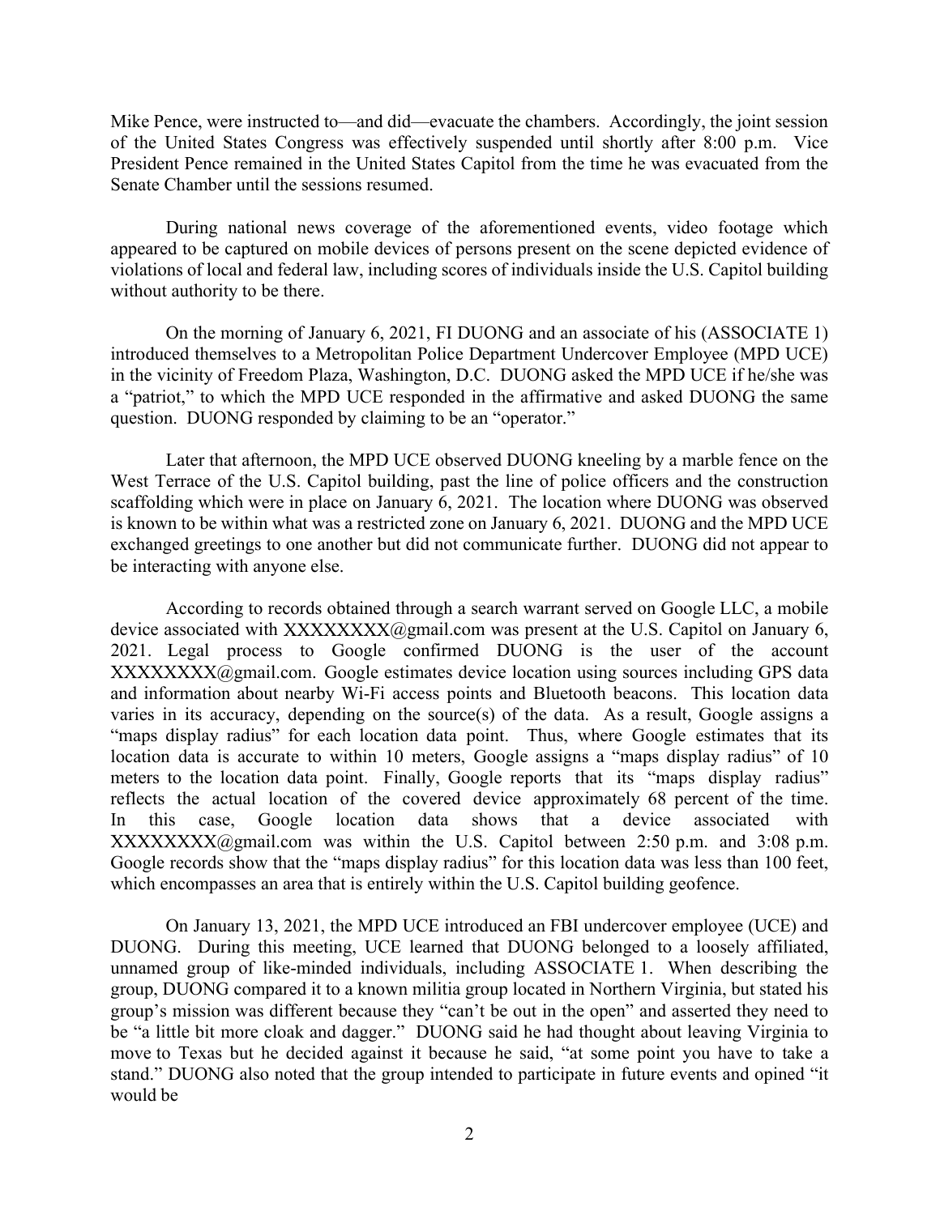Mike Pence, were instructed to—and did—evacuate the chambers. Accordingly, the joint session of the United States Congress was effectively suspended until shortly after 8:00 p.m. Vice President Pence remained in the United States Capitol from the time he was evacuated from the Senate Chamber until the sessions resumed.

During national news coverage of the aforementioned events, video footage which appeared to be captured on mobile devices of persons present on the scene depicted evidence of violations of local and federal law, including scores of individuals inside the U.S. Capitol building without authority to be there.

On the morning of January 6, 2021, FI DUONG and an associate of his (ASSOCIATE 1) introduced themselves to a Metropolitan Police Department Undercover Employee (MPD UCE) in the vicinity of Freedom Plaza, Washington, D.C. DUONG asked the MPD UCE if he/she was a "patriot," to which the MPD UCE responded in the affirmative and asked DUONG the same question. DUONG responded by claiming to be an "operator."

Later that afternoon, the MPD UCE observed DUONG kneeling by a marble fence on the West Terrace of the U.S. Capitol building, past the line of police officers and the construction scaffolding which were in place on January 6, 2021. The location where DUONG was observed is known to be within what was a restricted zone on January 6, 2021. DUONG and the MPD UCE exchanged greetings to one another but did not communicate further. DUONG did not appear to be interacting with anyone else.

According to records obtained through a search warrant served on Google LLC, a mobile device associated with XXXXXXXX@gmail.com was present at the U.S. Capitol on January 6, 2021. Legal process to Google confirmed DUONG is the user of the account XXXXXXXX@gmail.com. Google estimates device location using sources including GPS data and information about nearby Wi-Fi access points and Bluetooth beacons. This location data varies in its accuracy, depending on the source(s) of the data. As a result, Google assigns a "maps display radius" for each location data point. Thus, where Google estimates that its location data is accurate to within 10 meters, Google assigns a "maps display radius" of 10 meters to the location data point. Finally, Google reports that its "maps display radius" reflects the actual location of the covered device approximately 68 percent of the time. In this case, Google location data shows that a device associated with XXXXXXXX@gmail.com was within the U.S. Capitol between 2:50 p.m. and 3:08 p.m. Google records show that the "maps display radius" for this location data was less than 100 feet, which encompasses an area that is entirely within the U.S. Capitol building geofence.

On January 13, 2021, the MPD UCE introduced an FBI undercover employee (UCE) and DUONG. During this meeting, UCE learned that DUONG belonged to a loosely affiliated, unnamed group of like-minded individuals, including ASSOCIATE 1. When describing the group, DUONG compared it to a known militia group located in Northern Virginia, but stated his group's mission was different because they "can't be out in the open" and asserted they need to be "a little bit more cloak and dagger." DUONG said he had thought about leaving Virginia to move to Texas but he decided against it because he said, "at some point you have to take a stand." DUONG also noted that the group intended to participate in future events and opined "it would be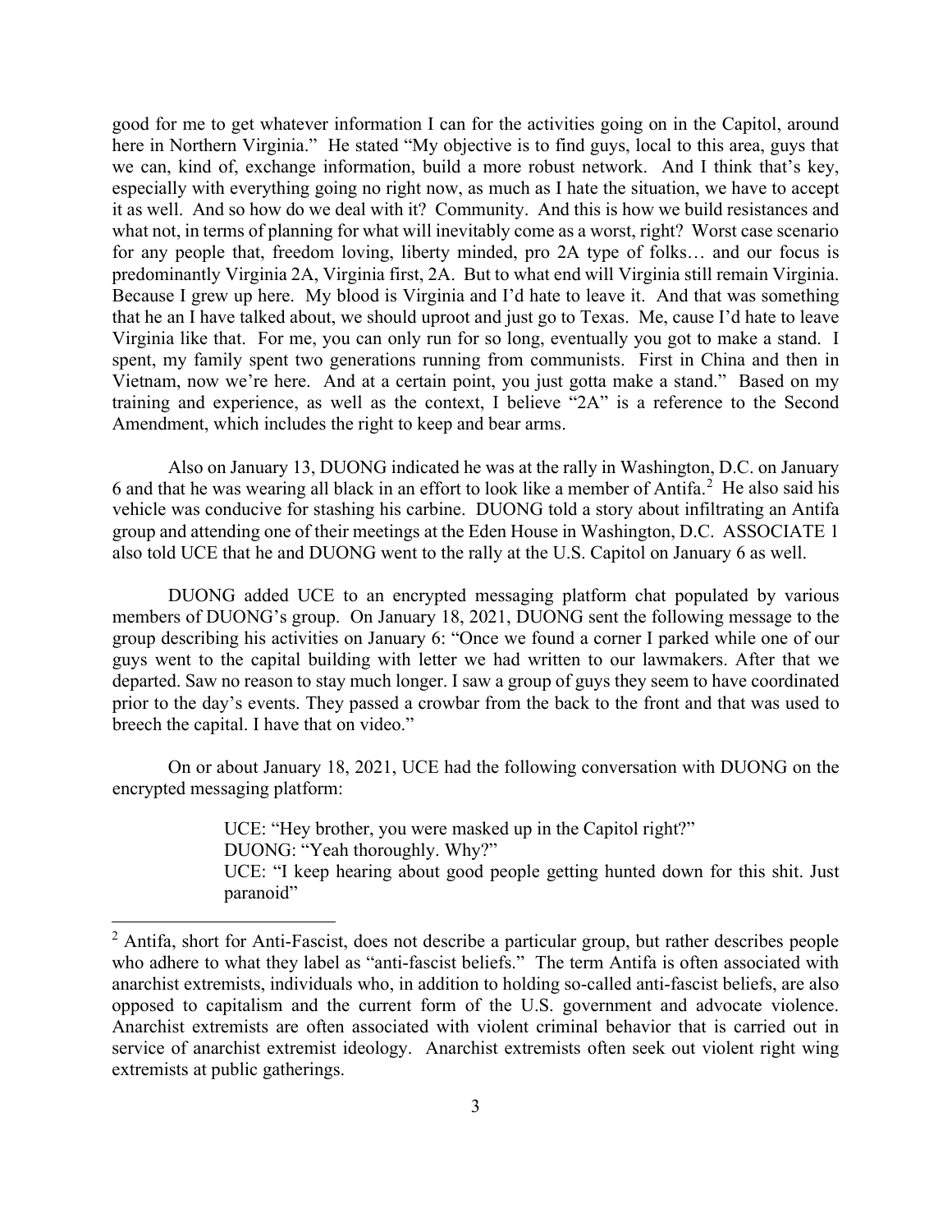good for me to get whatever information I can for the activities going on in the Capitol, around here in Northern Virginia." He stated "My objective is to find guys, local to this area, guys that we can, kind of, exchange information, build a more robust network. And I think that's key, especially with everything going no right now, as much as I hate the situation, we have to accept it as well. And so how do we deal with it? Community. And this is how we build resistances and what not, in terms of planning for what will inevitably come as a worst, right? Worst case scenario for any people that, freedom loving, liberty minded, pro 2A type of folks… and our focus is predominantly Virginia 2A, Virginia first, 2A. But to what end will Virginia still remain Virginia. Because I grew up here. My blood is Virginia and I'd hate to leave it. And that was something that he an I have talked about, we should uproot and just go to Texas. Me, cause I'd hate to leave Virginia like that. For me, you can only run for so long, eventually you got to make a stand. I spent, my family spent two generations running from communists. First in China and then in Vietnam, now we're here. And at a certain point, you just gotta make a stand." Based on my training and experience, as well as the context, I believe "2A" is a reference to the Second Amendment, which includes the right to keep and bear arms.

Also on January 13, DUONG indicated he was at the rally in Washington, D.C. on January 6 and that he was wearing all black in an effort to look like a member of Antifa.[2] He also said his vehicle was conducive for stashing his carbine. DUONG told a story about infiltrating an Antifa group and attending one of their meetings at the Eden House in Washington, D.C. ASSOCIATE 1 also told UCE that he and DUONG went to the rally at the U.S. Capitol on January 6 as well.

DUONG added UCE to an encrypted messaging platform chat populated by various members of DUONG's group. On January 18, 2021, DUONG sent the following message to the group describing his activities on January 6: "Once we found a corner I parked while one of our guys went to the capital building with letter we had written to our lawmakers. After that we departed. Saw no reason to stay much longer. I saw a group of guys they seem to have coordinated prior to the day's events. They passed a crowbar from the back to the front and that was used to breech the capital. I have that on video."

On or about January 18, 2021, UCE had the following conversation with DUONG on the encrypted messaging platform:

> UCE: "Hey brother, you were masked up in the Capitol right?"
> DUONG: "Yeah thoroughly. Why?"
> UCE: "I keep hearing about good people getting hunted down for this shit. Just paranoid"

[2] Antifa, short for Anti-Fascist, does not describe a particular group, but rather describes people who adhere to what they label as "anti-fascist beliefs." The term Antifa is often associated with anarchist extremists, individuals who, in addition to holding so-called anti-fascist beliefs, are also opposed to capitalism and the current form of the U.S. government and advocate violence. Anarchist extremists are often associated with violent criminal behavior that is carried out in service of anarchist extremist ideology. Anarchist extremists often seek out violent right wing extremists at public gatherings.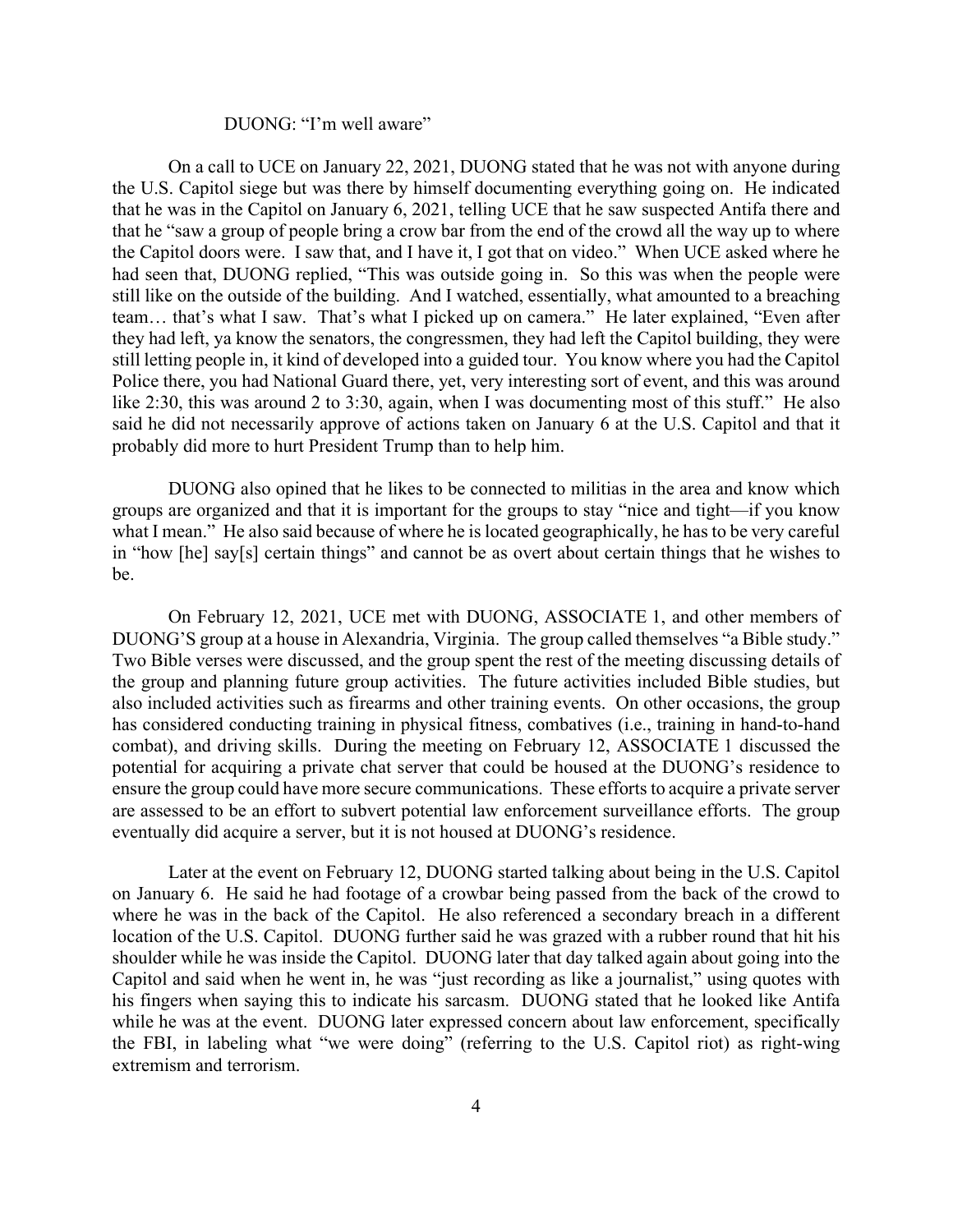DUONG: "I'm well aware"

On a call to UCE on January 22, 2021, DUONG stated that he was not with anyone during the U.S. Capitol siege but was there by himself documenting everything going on. He indicated that he was in the Capitol on January 6, 2021, telling UCE that he saw suspected Antifa there and that he "saw a group of people bring a crow bar from the end of the crowd all the way up to where the Capitol doors were. I saw that, and I have it, I got that on video." When UCE asked where he had seen that, DUONG replied, "This was outside going in. So this was when the people were still like on the outside of the building. And I watched, essentially, what amounted to a breaching team… that's what I saw. That's what I picked up on camera." He later explained, "Even after they had left, ya know the senators, the congressmen, they had left the Capitol building, they were still letting people in, it kind of developed into a guided tour. You know where you had the Capitol Police there, you had National Guard there, yet, very interesting sort of event, and this was around like 2:30, this was around 2 to 3:30, again, when I was documenting most of this stuff." He also said he did not necessarily approve of actions taken on January 6 at the U.S. Capitol and that it probably did more to hurt President Trump than to help him.

DUONG also opined that he likes to be connected to militias in the area and know which groups are organized and that it is important for the groups to stay "nice and tight—if you know what I mean." He also said because of where he is located geographically, he has to be very careful in "how [he] say[s] certain things" and cannot be as overt about certain things that he wishes to be.

On February 12, 2021, UCE met with DUONG, ASSOCIATE 1, and other members of DUONG'S group at a house in Alexandria, Virginia. The group called themselves "a Bible study." Two Bible verses were discussed, and the group spent the rest of the meeting discussing details of the group and planning future group activities. The future activities included Bible studies, but also included activities such as firearms and other training events. On other occasions, the group has considered conducting training in physical fitness, combatives (i.e., training in hand-to-hand combat), and driving skills. During the meeting on February 12, ASSOCIATE 1 discussed the potential for acquiring a private chat server that could be housed at the DUONG's residence to ensure the group could have more secure communications. These efforts to acquire a private server are assessed to be an effort to subvert potential law enforcement surveillance efforts. The group eventually did acquire a server, but it is not housed at DUONG's residence.

Later at the event on February 12, DUONG started talking about being in the U.S. Capitol on January 6. He said he had footage of a crowbar being passed from the back of the crowd to where he was in the back of the Capitol. He also referenced a secondary breach in a different location of the U.S. Capitol. DUONG further said he was grazed with a rubber round that hit his shoulder while he was inside the Capitol. DUONG later that day talked again about going into the Capitol and said when he went in, he was "just recording as like a journalist," using quotes with his fingers when saying this to indicate his sarcasm. DUONG stated that he looked like Antifa while he was at the event. DUONG later expressed concern about law enforcement, specifically the FBI, in labeling what "we were doing" (referring to the U.S. Capitol riot) as right-wing extremism and terrorism.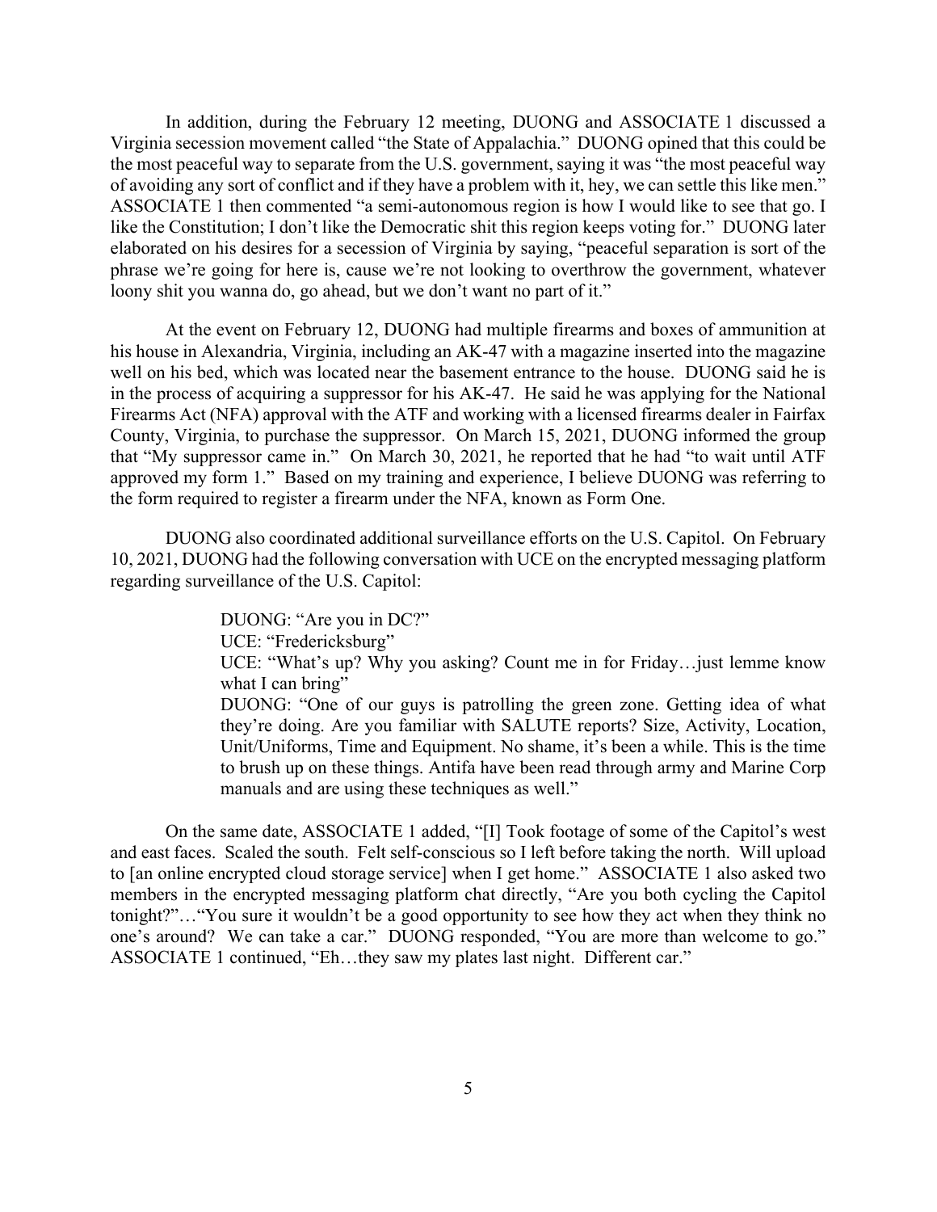In addition, during the February 12 meeting, DUONG and ASSOCIATE 1 discussed a Virginia secession movement called "the State of Appalachia." DUONG opined that this could be the most peaceful way to separate from the U.S. government, saying it was "the most peaceful way of avoiding any sort of conflict and if they have a problem with it, hey, we can settle this like men." ASSOCIATE 1 then commented "a semi-autonomous region is how I would like to see that go. I like the Constitution; I don't like the Democratic shit this region keeps voting for." DUONG later elaborated on his desires for a secession of Virginia by saying, "peaceful separation is sort of the phrase we're going for here is, cause we're not looking to overthrow the government, whatever loony shit you wanna do, go ahead, but we don't want no part of it."

At the event on February 12, DUONG had multiple firearms and boxes of ammunition at his house in Alexandria, Virginia, including an AK-47 with a magazine inserted into the magazine well on his bed, which was located near the basement entrance to the house. DUONG said he is in the process of acquiring a suppressor for his AK-47. He said he was applying for the National Firearms Act (NFA) approval with the ATF and working with a licensed firearms dealer in Fairfax County, Virginia, to purchase the suppressor. On March 15, 2021, DUONG informed the group that "My suppressor came in." On March 30, 2021, he reported that he had "to wait until ATF approved my form 1." Based on my training and experience, I believe DUONG was referring to the form required to register a firearm under the NFA, known as Form One.

DUONG also coordinated additional surveillance efforts on the U.S. Capitol. On February 10, 2021, DUONG had the following conversation with UCE on the encrypted messaging platform regarding surveillance of the U.S. Capitol:

> DUONG: "Are you in DC?"
>
> UCE: "Fredericksburg"
>
> UCE: "What's up? Why you asking? Count me in for Friday…just lemme know what I can bring"
>
> DUONG: "One of our guys is patrolling the green zone. Getting idea of what they're doing. Are you familiar with SALUTE reports? Size, Activity, Location, Unit/Uniforms, Time and Equipment. No shame, it's been a while. This is the time to brush up on these things. Antifa have been read through army and Marine Corp manuals and are using these techniques as well."

On the same date, ASSOCIATE 1 added, "[I] Took footage of some of the Capitol's west and east faces. Scaled the south. Felt self-conscious so I left before taking the north. Will upload to [an online encrypted cloud storage service] when I get home." ASSOCIATE 1 also asked two members in the encrypted messaging platform chat directly, "Are you both cycling the Capitol tonight?"…"You sure it wouldn't be a good opportunity to see how they act when they think no one's around? We can take a car." DUONG responded, "You are more than welcome to go." ASSOCIATE 1 continued, "Eh…they saw my plates last night. Different car."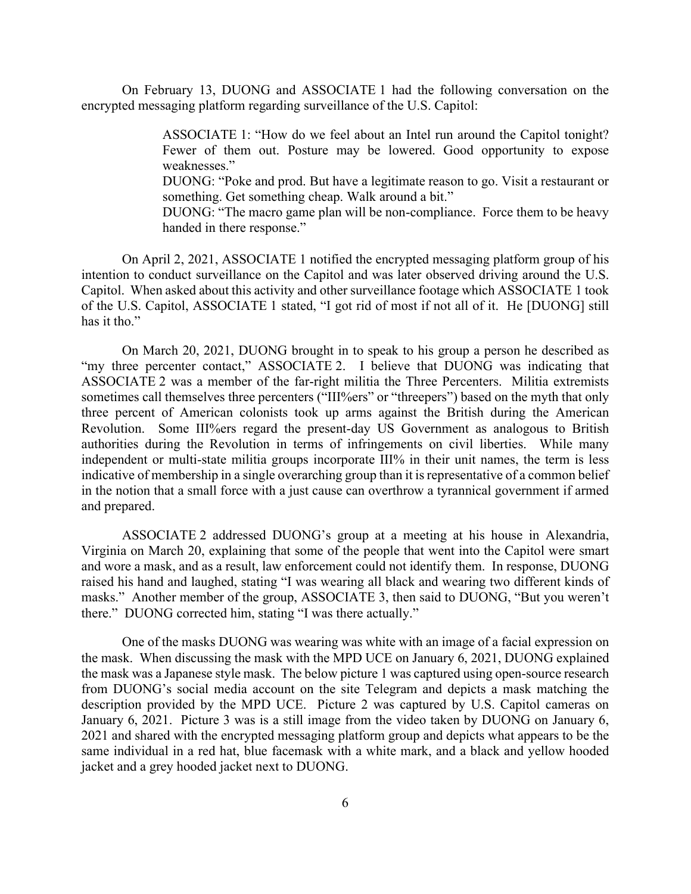On February 13, DUONG and ASSOCIATE 1 had the following conversation on the encrypted messaging platform regarding surveillance of the U.S. Capitol:

> ASSOCIATE 1: "How do we feel about an Intel run around the Capitol tonight? Fewer of them out. Posture may be lowered. Good opportunity to expose weaknesses."
>
> DUONG: "Poke and prod. But have a legitimate reason to go. Visit a restaurant or something. Get something cheap. Walk around a bit."
>
> DUONG: "The macro game plan will be non-compliance. Force them to be heavy handed in there response."

On April 2, 2021, ASSOCIATE 1 notified the encrypted messaging platform group of his intention to conduct surveillance on the Capitol and was later observed driving around the U.S. Capitol. When asked about this activity and other surveillance footage which ASSOCIATE 1 took of the U.S. Capitol, ASSOCIATE 1 stated, "I got rid of most if not all of it. He [DUONG] still has it tho."

On March 20, 2021, DUONG brought in to speak to his group a person he described as "my three percenter contact," ASSOCIATE 2. I believe that DUONG was indicating that ASSOCIATE 2 was a member of the far-right militia the Three Percenters. Militia extremists sometimes call themselves three percenters ("III%ers" or "threepers") based on the myth that only three percent of American colonists took up arms against the British during the American Revolution. Some III%ers regard the present-day US Government as analogous to British authorities during the Revolution in terms of infringements on civil liberties. While many independent or multi-state militia groups incorporate III% in their unit names, the term is less indicative of membership in a single overarching group than it is representative of a common belief in the notion that a small force with a just cause can overthrow a tyrannical government if armed and prepared.

ASSOCIATE 2 addressed DUONG's group at a meeting at his house in Alexandria, Virginia on March 20, explaining that some of the people that went into the Capitol were smart and wore a mask, and as a result, law enforcement could not identify them. In response, DUONG raised his hand and laughed, stating "I was wearing all black and wearing two different kinds of masks." Another member of the group, ASSOCIATE 3, then said to DUONG, "But you weren't there." DUONG corrected him, stating "I was there actually."

One of the masks DUONG was wearing was white with an image of a facial expression on the mask. When discussing the mask with the MPD UCE on January 6, 2021, DUONG explained the mask was a Japanese style mask. The below picture 1 was captured using open-source research from DUONG's social media account on the site Telegram and depicts a mask matching the description provided by the MPD UCE. Picture 2 was captured by U.S. Capitol cameras on January 6, 2021. Picture 3 was is a still image from the video taken by DUONG on January 6, 2021 and shared with the encrypted messaging platform group and depicts what appears to be the same individual in a red hat, blue facemask with a white mark, and a black and yellow hooded jacket and a grey hooded jacket next to DUONG.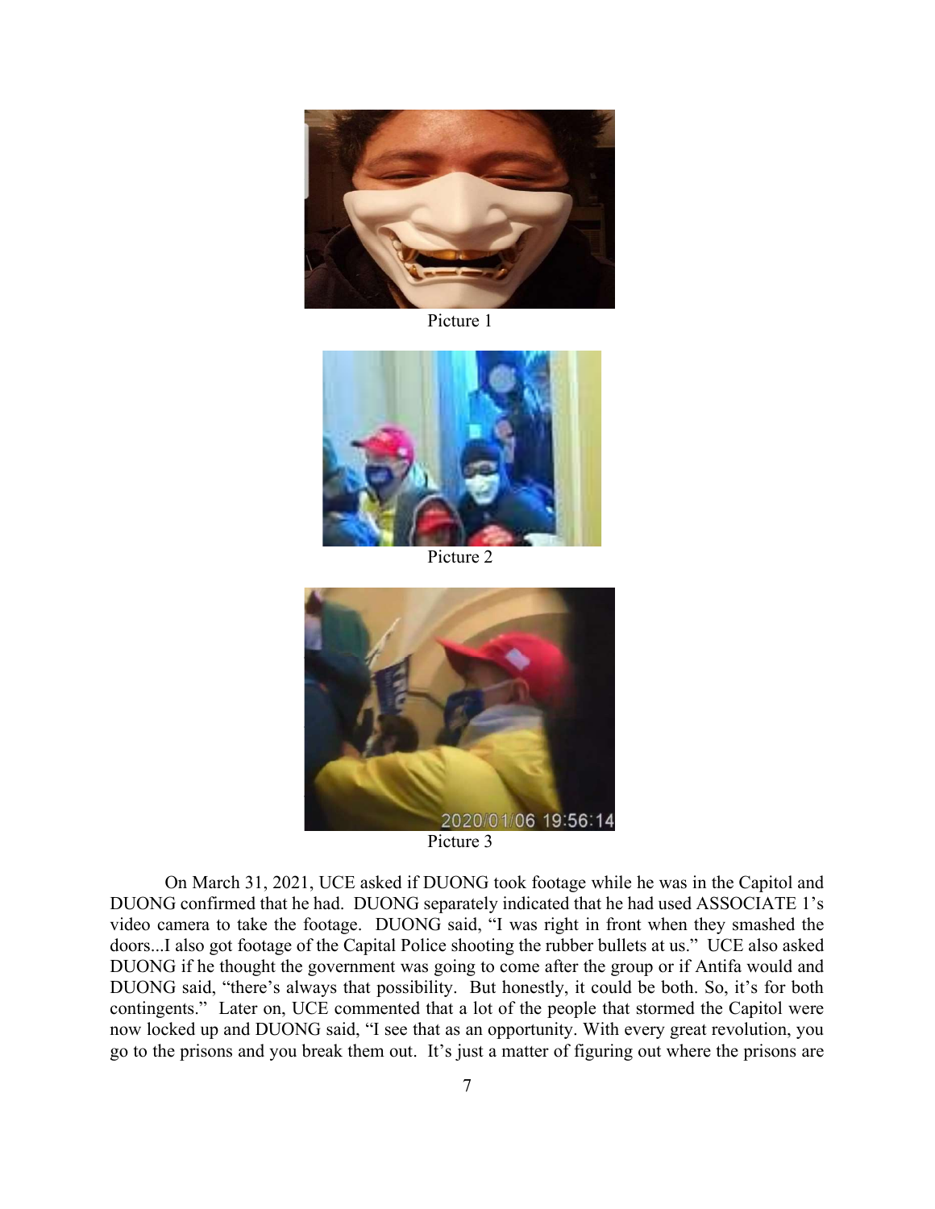Picture 1

Picture 2

Picture 3

On March 31, 2021, UCE asked if DUONG took footage while he was in the Capitol and DUONG confirmed that he had. DUONG separately indicated that he had used ASSOCIATE 1's video camera to take the footage. DUONG said, "I was right in front when they smashed the doors...I also got footage of the Capital Police shooting the rubber bullets at us." UCE also asked DUONG if he thought the government was going to come after the group or if Antifa would and DUONG said, "there's always that possibility. But honestly, it could be both. So, it's for both contingents." Later on, UCE commented that a lot of the people that stormed the Capitol were now locked up and DUONG said, "I see that as an opportunity. With every great revolution, you go to the prisons and you break them out. It's just a matter of figuring out where the prisons are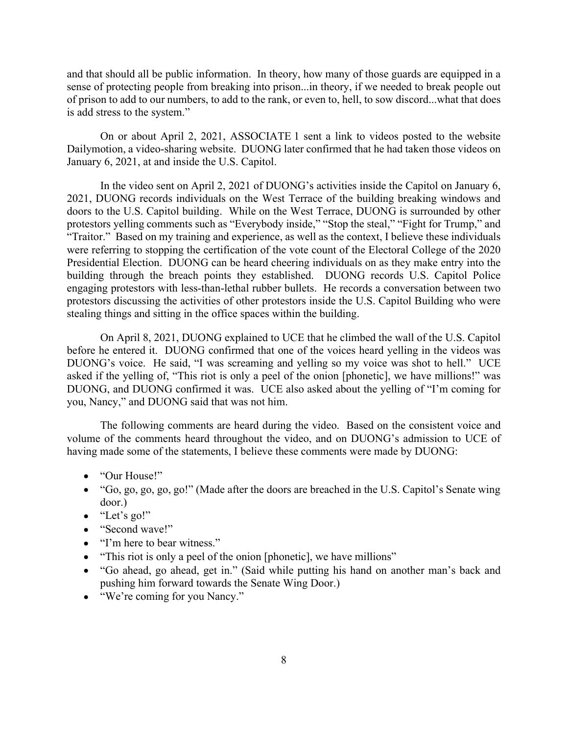and that should all be public information. In theory, how many of those guards are equipped in a sense of protecting people from breaking into prison...in theory, if we needed to break people out of prison to add to our numbers, to add to the rank, or even to, hell, to sow discord...what that does is add stress to the system."

On or about April 2, 2021, ASSOCIATE 1 sent a link to videos posted to the website Dailymotion, a video-sharing website. DUONG later confirmed that he had taken those videos on January 6, 2021, at and inside the U.S. Capitol.

In the video sent on April 2, 2021 of DUONG's activities inside the Capitol on January 6, 2021, DUONG records individuals on the West Terrace of the building breaking windows and doors to the U.S. Capitol building. While on the West Terrace, DUONG is surrounded by other protestors yelling comments such as "Everybody inside," "Stop the steal," "Fight for Trump," and "Traitor." Based on my training and experience, as well as the context, I believe these individuals were referring to stopping the certification of the vote count of the Electoral College of the 2020 Presidential Election. DUONG can be heard cheering individuals on as they make entry into the building through the breach points they established. DUONG records U.S. Capitol Police engaging protestors with less-than-lethal rubber bullets. He records a conversation between two protestors discussing the activities of other protestors inside the U.S. Capitol Building who were stealing things and sitting in the office spaces within the building.

On April 8, 2021, DUONG explained to UCE that he climbed the wall of the U.S. Capitol before he entered it. DUONG confirmed that one of the voices heard yelling in the videos was DUONG's voice. He said, "I was screaming and yelling so my voice was shot to hell." UCE asked if the yelling of, "This riot is only a peel of the onion [phonetic], we have millions!" was DUONG, and DUONG confirmed it was. UCE also asked about the yelling of "I'm coming for you, Nancy," and DUONG said that was not him.

The following comments are heard during the video. Based on the consistent voice and volume of the comments heard throughout the video, and on DUONG's admission to UCE of having made some of the statements, I believe these comments were made by DUONG:

- "Our House!"
- "Go, go, go, go, go!" (Made after the doors are breached in the U.S. Capitol's Senate wing door.)
- "Let's go!"
- "Second wave!"
- "I'm here to bear witness."
- "This riot is only a peel of the onion [phonetic], we have millions"
- "Go ahead, go ahead, get in." (Said while putting his hand on another man's back and pushing him forward towards the Senate Wing Door.)
- "We're coming for you Nancy."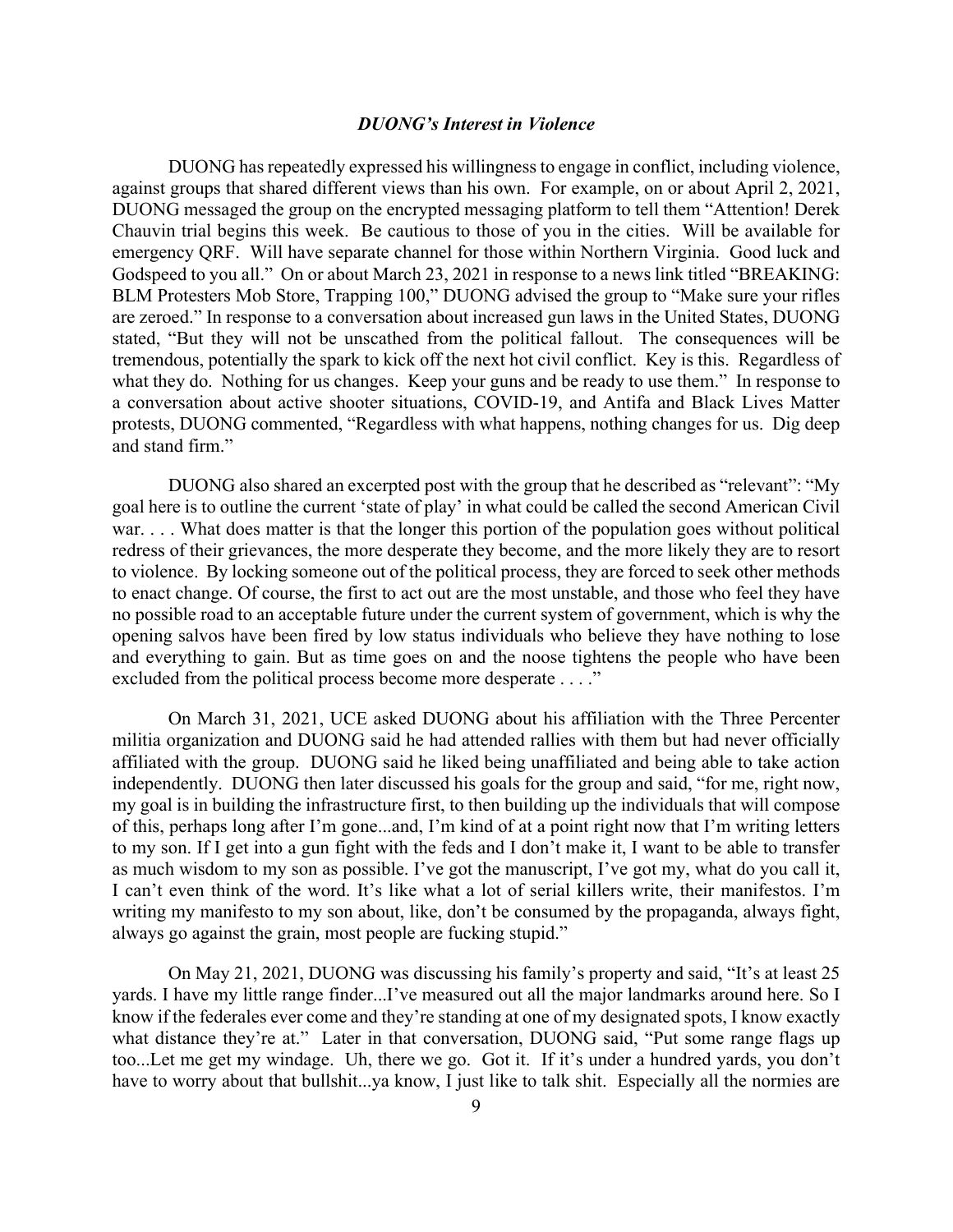### *DUONG's Interest in Violence*

DUONG has repeatedly expressed his willingness to engage in conflict, including violence, against groups that shared different views than his own. For example, on or about April 2, 2021, DUONG messaged the group on the encrypted messaging platform to tell them "Attention! Derek Chauvin trial begins this week. Be cautious to those of you in the cities. Will be available for emergency QRF. Will have separate channel for those within Northern Virginia. Good luck and Godspeed to you all." On or about March 23, 2021 in response to a news link titled "BREAKING: BLM Protesters Mob Store, Trapping 100," DUONG advised the group to "Make sure your rifles are zeroed." In response to a conversation about increased gun laws in the United States, DUONG stated, "But they will not be unscathed from the political fallout. The consequences will be tremendous, potentially the spark to kick off the next hot civil conflict. Key is this. Regardless of what they do. Nothing for us changes. Keep your guns and be ready to use them." In response to a conversation about active shooter situations, COVID-19, and Antifa and Black Lives Matter protests, DUONG commented, "Regardless with what happens, nothing changes for us. Dig deep and stand firm."

DUONG also shared an excerpted post with the group that he described as "relevant": "My goal here is to outline the current 'state of play' in what could be called the second American Civil war. . . . What does matter is that the longer this portion of the population goes without political redress of their grievances, the more desperate they become, and the more likely they are to resort to violence. By locking someone out of the political process, they are forced to seek other methods to enact change. Of course, the first to act out are the most unstable, and those who feel they have no possible road to an acceptable future under the current system of government, which is why the opening salvos have been fired by low status individuals who believe they have nothing to lose and everything to gain. But as time goes on and the noose tightens the people who have been excluded from the political process become more desperate . . . ."

On March 31, 2021, UCE asked DUONG about his affiliation with the Three Percenter militia organization and DUONG said he had attended rallies with them but had never officially affiliated with the group. DUONG said he liked being unaffiliated and being able to take action independently. DUONG then later discussed his goals for the group and said, "for me, right now, my goal is in building the infrastructure first, to then building up the individuals that will compose of this, perhaps long after I'm gone...and, I'm kind of at a point right now that I'm writing letters to my son. If I get into a gun fight with the feds and I don't make it, I want to be able to transfer as much wisdom to my son as possible. I've got the manuscript, I've got my, what do you call it, I can't even think of the word. It's like what a lot of serial killers write, their manifestos. I'm writing my manifesto to my son about, like, don't be consumed by the propaganda, always fight, always go against the grain, most people are fucking stupid."

On May 21, 2021, DUONG was discussing his family's property and said, "It's at least 25 yards. I have my little range finder...I've measured out all the major landmarks around here. So I know if the federales ever come and they're standing at one of my designated spots, I know exactly what distance they're at." Later in that conversation, DUONG said, "Put some range flags up too...Let me get my windage. Uh, there we go. Got it. If it's under a hundred yards, you don't have to worry about that bullshit...ya know, I just like to talk shit. Especially all the normies are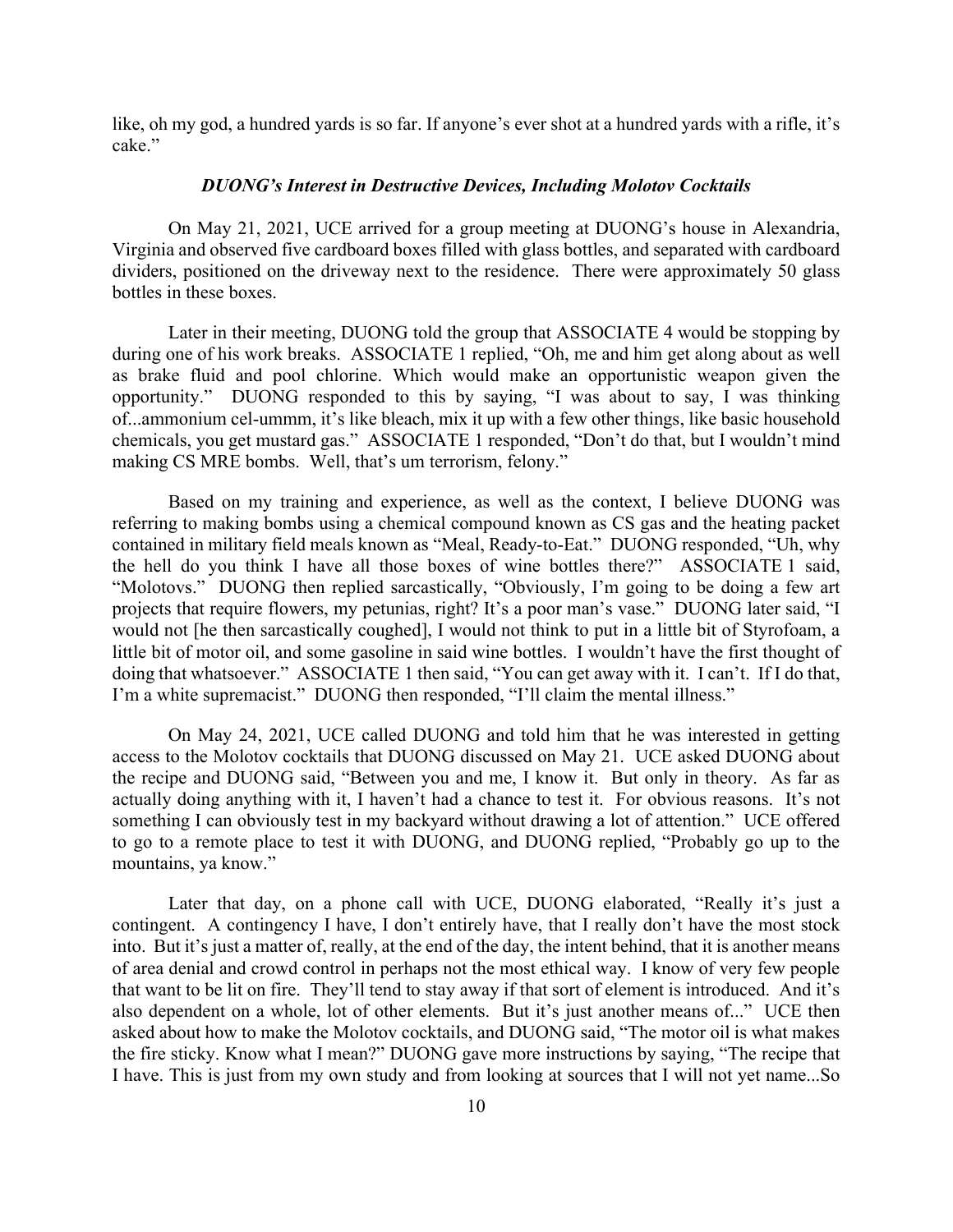like, oh my god, a hundred yards is so far. If anyone's ever shot at a hundred yards with a rifle, it's cake."

### ***DUONG's Interest in Destructive Devices, Including Molotov Cocktails***

On May 21, 2021, UCE arrived for a group meeting at DUONG's house in Alexandria, Virginia and observed five cardboard boxes filled with glass bottles, and separated with cardboard dividers, positioned on the driveway next to the residence. There were approximately 50 glass bottles in these boxes.

Later in their meeting, DUONG told the group that ASSOCIATE 4 would be stopping by during one of his work breaks. ASSOCIATE 1 replied, "Oh, me and him get along about as well as brake fluid and pool chlorine. Which would make an opportunistic weapon given the opportunity." DUONG responded to this by saying, "I was about to say, I was thinking of...ammonium cel-ummm, it's like bleach, mix it up with a few other things, like basic household chemicals, you get mustard gas." ASSOCIATE 1 responded, "Don't do that, but I wouldn't mind making CS MRE bombs. Well, that's um terrorism, felony."

Based on my training and experience, as well as the context, I believe DUONG was referring to making bombs using a chemical compound known as CS gas and the heating packet contained in military field meals known as "Meal, Ready-to-Eat." DUONG responded, "Uh, why the hell do you think I have all those boxes of wine bottles there?" ASSOCIATE 1 said, "Molotovs." DUONG then replied sarcastically, "Obviously, I'm going to be doing a few art projects that require flowers, my petunias, right? It's a poor man's vase." DUONG later said, "I would not [he then sarcastically coughed], I would not think to put in a little bit of Styrofoam, a little bit of motor oil, and some gasoline in said wine bottles. I wouldn't have the first thought of doing that whatsoever." ASSOCIATE 1 then said, "You can get away with it. I can't. If I do that, I'm a white supremacist." DUONG then responded, "I'll claim the mental illness."

On May 24, 2021, UCE called DUONG and told him that he was interested in getting access to the Molotov cocktails that DUONG discussed on May 21. UCE asked DUONG about the recipe and DUONG said, "Between you and me, I know it. But only in theory. As far as actually doing anything with it, I haven't had a chance to test it. For obvious reasons. It's not something I can obviously test in my backyard without drawing a lot of attention." UCE offered to go to a remote place to test it with DUONG, and DUONG replied, "Probably go up to the mountains, ya know."

Later that day, on a phone call with UCE, DUONG elaborated, "Really it's just a contingent. A contingency I have, I don't entirely have, that I really don't have the most stock into. But it's just a matter of, really, at the end of the day, the intent behind, that it is another means of area denial and crowd control in perhaps not the most ethical way. I know of very few people that want to be lit on fire. They'll tend to stay away if that sort of element is introduced. And it's also dependent on a whole, lot of other elements. But it's just another means of..." UCE then asked about how to make the Molotov cocktails, and DUONG said, "The motor oil is what makes the fire sticky. Know what I mean?" DUONG gave more instructions by saying, "The recipe that I have. This is just from my own study and from looking at sources that I will not yet name...So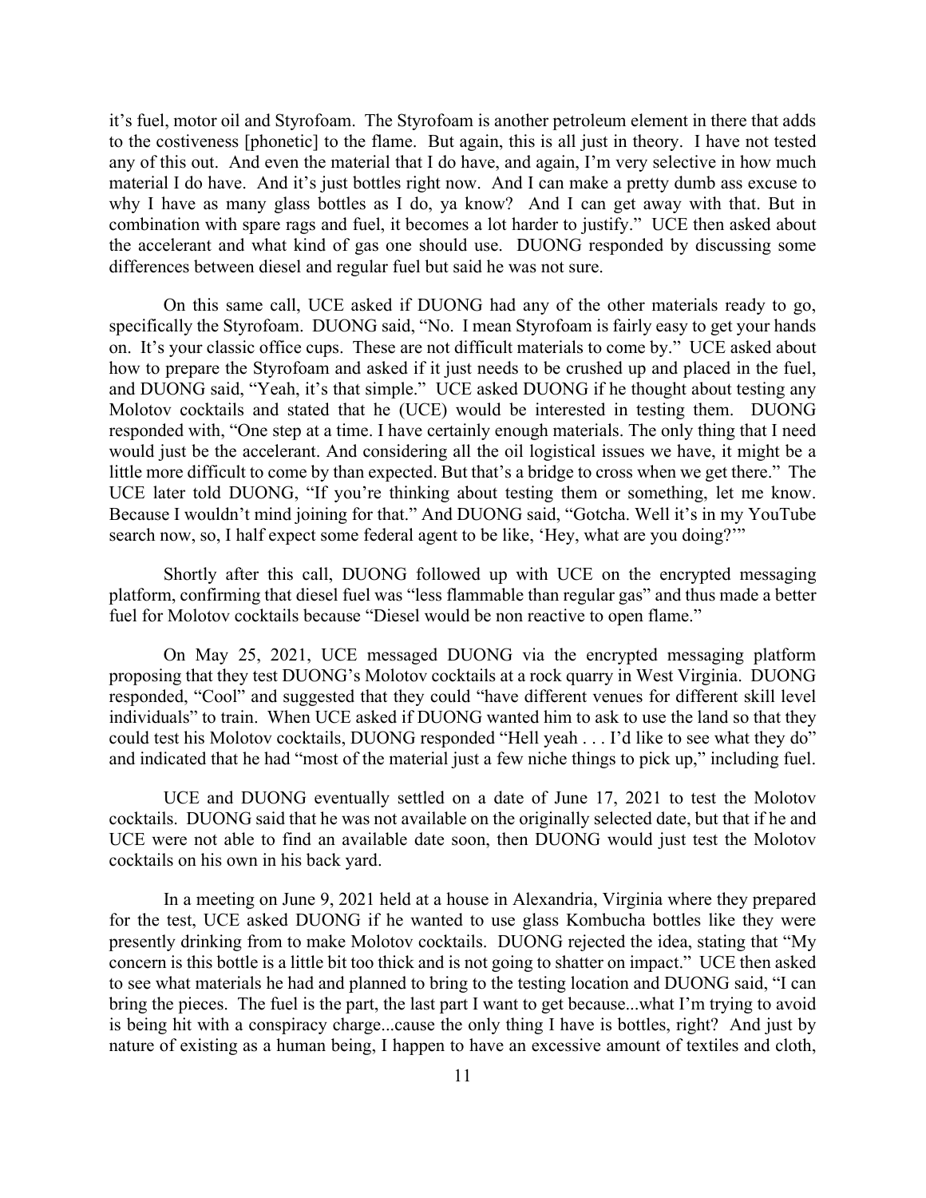it's fuel, motor oil and Styrofoam. The Styrofoam is another petroleum element in there that adds to the costiveness [phonetic] to the flame. But again, this is all just in theory. I have not tested any of this out. And even the material that I do have, and again, I'm very selective in how much material I do have. And it's just bottles right now. And I can make a pretty dumb ass excuse to why I have as many glass bottles as I do, ya know? And I can get away with that. But in combination with spare rags and fuel, it becomes a lot harder to justify." UCE then asked about the accelerant and what kind of gas one should use. DUONG responded by discussing some differences between diesel and regular fuel but said he was not sure.

On this same call, UCE asked if DUONG had any of the other materials ready to go, specifically the Styrofoam. DUONG said, "No. I mean Styrofoam is fairly easy to get your hands on. It's your classic office cups. These are not difficult materials to come by." UCE asked about how to prepare the Styrofoam and asked if it just needs to be crushed up and placed in the fuel, and DUONG said, "Yeah, it's that simple." UCE asked DUONG if he thought about testing any Molotov cocktails and stated that he (UCE) would be interested in testing them. DUONG responded with, "One step at a time. I have certainly enough materials. The only thing that I need would just be the accelerant. And considering all the oil logistical issues we have, it might be a little more difficult to come by than expected. But that's a bridge to cross when we get there." The UCE later told DUONG, "If you're thinking about testing them or something, let me know. Because I wouldn't mind joining for that." And DUONG said, "Gotcha. Well it's in my YouTube search now, so, I half expect some federal agent to be like, 'Hey, what are you doing?'"

Shortly after this call, DUONG followed up with UCE on the encrypted messaging platform, confirming that diesel fuel was "less flammable than regular gas" and thus made a better fuel for Molotov cocktails because "Diesel would be non reactive to open flame."

On May 25, 2021, UCE messaged DUONG via the encrypted messaging platform proposing that they test DUONG's Molotov cocktails at a rock quarry in West Virginia. DUONG responded, "Cool" and suggested that they could "have different venues for different skill level individuals" to train. When UCE asked if DUONG wanted him to ask to use the land so that they could test his Molotov cocktails, DUONG responded "Hell yeah . . . I'd like to see what they do" and indicated that he had "most of the material just a few niche things to pick up," including fuel.

UCE and DUONG eventually settled on a date of June 17, 2021 to test the Molotov cocktails. DUONG said that he was not available on the originally selected date, but that if he and UCE were not able to find an available date soon, then DUONG would just test the Molotov cocktails on his own in his back yard.

In a meeting on June 9, 2021 held at a house in Alexandria, Virginia where they prepared for the test, UCE asked DUONG if he wanted to use glass Kombucha bottles like they were presently drinking from to make Molotov cocktails. DUONG rejected the idea, stating that "My concern is this bottle is a little bit too thick and is not going to shatter on impact." UCE then asked to see what materials he had and planned to bring to the testing location and DUONG said, "I can bring the pieces. The fuel is the part, the last part I want to get because...what I'm trying to avoid is being hit with a conspiracy charge...cause the only thing I have is bottles, right? And just by nature of existing as a human being, I happen to have an excessive amount of textiles and cloth,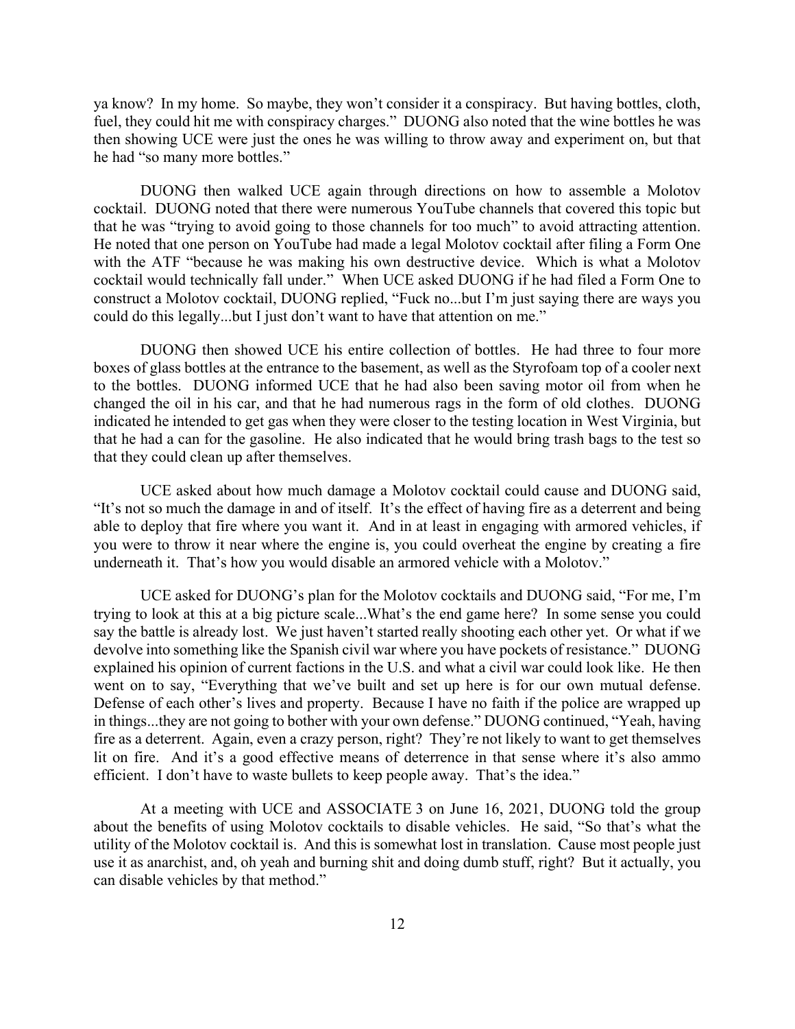ya know? In my home. So maybe, they won't consider it a conspiracy. But having bottles, cloth, fuel, they could hit me with conspiracy charges." DUONG also noted that the wine bottles he was then showing UCE were just the ones he was willing to throw away and experiment on, but that he had "so many more bottles."

DUONG then walked UCE again through directions on how to assemble a Molotov cocktail. DUONG noted that there were numerous YouTube channels that covered this topic but that he was "trying to avoid going to those channels for too much" to avoid attracting attention. He noted that one person on YouTube had made a legal Molotov cocktail after filing a Form One with the ATF "because he was making his own destructive device. Which is what a Molotov cocktail would technically fall under." When UCE asked DUONG if he had filed a Form One to construct a Molotov cocktail, DUONG replied, "Fuck no...but I'm just saying there are ways you could do this legally...but I just don't want to have that attention on me."

DUONG then showed UCE his entire collection of bottles. He had three to four more boxes of glass bottles at the entrance to the basement, as well as the Styrofoam top of a cooler next to the bottles. DUONG informed UCE that he had also been saving motor oil from when he changed the oil in his car, and that he had numerous rags in the form of old clothes. DUONG indicated he intended to get gas when they were closer to the testing location in West Virginia, but that he had a can for the gasoline. He also indicated that he would bring trash bags to the test so that they could clean up after themselves.

UCE asked about how much damage a Molotov cocktail could cause and DUONG said, "It's not so much the damage in and of itself. It's the effect of having fire as a deterrent and being able to deploy that fire where you want it. And in at least in engaging with armored vehicles, if you were to throw it near where the engine is, you could overheat the engine by creating a fire underneath it. That's how you would disable an armored vehicle with a Molotov."

UCE asked for DUONG's plan for the Molotov cocktails and DUONG said, "For me, I'm trying to look at this at a big picture scale...What's the end game here? In some sense you could say the battle is already lost. We just haven't started really shooting each other yet. Or what if we devolve into something like the Spanish civil war where you have pockets of resistance." DUONG explained his opinion of current factions in the U.S. and what a civil war could look like. He then went on to say, "Everything that we've built and set up here is for our own mutual defense. Defense of each other's lives and property. Because I have no faith if the police are wrapped up in things...they are not going to bother with your own defense." DUONG continued, "Yeah, having fire as a deterrent. Again, even a crazy person, right? They're not likely to want to get themselves lit on fire. And it's a good effective means of deterrence in that sense where it's also ammo efficient. I don't have to waste bullets to keep people away. That's the idea."

At a meeting with UCE and ASSOCIATE 3 on June 16, 2021, DUONG told the group about the benefits of using Molotov cocktails to disable vehicles. He said, "So that's what the utility of the Molotov cocktail is. And this is somewhat lost in translation. Cause most people just use it as anarchist, and, oh yeah and burning shit and doing dumb stuff, right? But it actually, you can disable vehicles by that method."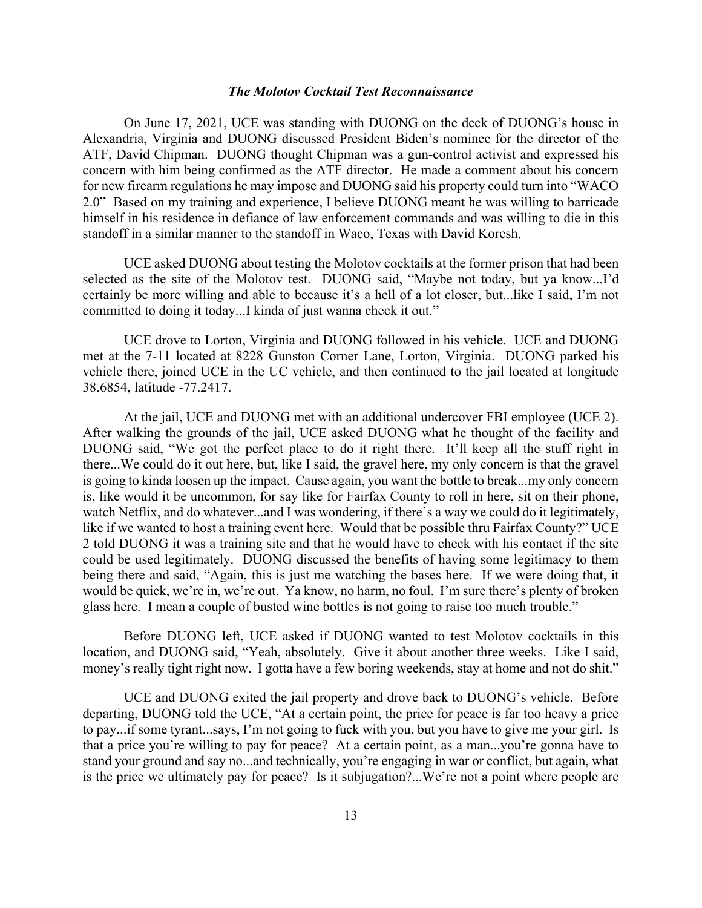### *The Molotov Cocktail Test Reconnaissance*

On June 17, 2021, UCE was standing with DUONG on the deck of DUONG's house in Alexandria, Virginia and DUONG discussed President Biden's nominee for the director of the ATF, David Chipman. DUONG thought Chipman was a gun-control activist and expressed his concern with him being confirmed as the ATF director. He made a comment about his concern for new firearm regulations he may impose and DUONG said his property could turn into "WACO 2.0" Based on my training and experience, I believe DUONG meant he was willing to barricade himself in his residence in defiance of law enforcement commands and was willing to die in this standoff in a similar manner to the standoff in Waco, Texas with David Koresh.

UCE asked DUONG about testing the Molotov cocktails at the former prison that had been selected as the site of the Molotov test. DUONG said, "Maybe not today, but ya know...I'd certainly be more willing and able to because it's a hell of a lot closer, but...like I said, I'm not committed to doing it today...I kinda of just wanna check it out."

UCE drove to Lorton, Virginia and DUONG followed in his vehicle. UCE and DUONG met at the 7-11 located at 8228 Gunston Corner Lane, Lorton, Virginia. DUONG parked his vehicle there, joined UCE in the UC vehicle, and then continued to the jail located at longitude 38.6854, latitude -77.2417.

At the jail, UCE and DUONG met with an additional undercover FBI employee (UCE 2). After walking the grounds of the jail, UCE asked DUONG what he thought of the facility and DUONG said, "We got the perfect place to do it right there. It'll keep all the stuff right in there...We could do it out here, but, like I said, the gravel here, my only concern is that the gravel is going to kinda loosen up the impact. Cause again, you want the bottle to break...my only concern is, like would it be uncommon, for say like for Fairfax County to roll in here, sit on their phone, watch Netflix, and do whatever...and I was wondering, if there's a way we could do it legitimately, like if we wanted to host a training event here. Would that be possible thru Fairfax County?" UCE 2 told DUONG it was a training site and that he would have to check with his contact if the site could be used legitimately. DUONG discussed the benefits of having some legitimacy to them being there and said, "Again, this is just me watching the bases here. If we were doing that, it would be quick, we're in, we're out. Ya know, no harm, no foul. I'm sure there's plenty of broken glass here. I mean a couple of busted wine bottles is not going to raise too much trouble."

Before DUONG left, UCE asked if DUONG wanted to test Molotov cocktails in this location, and DUONG said, "Yeah, absolutely. Give it about another three weeks. Like I said, money's really tight right now. I gotta have a few boring weekends, stay at home and not do shit."

UCE and DUONG exited the jail property and drove back to DUONG's vehicle. Before departing, DUONG told the UCE, "At a certain point, the price for peace is far too heavy a price to pay...if some tyrant...says, I'm not going to fuck with you, but you have to give me your girl. Is that a price you're willing to pay for peace? At a certain point, as a man...you're gonna have to stand your ground and say no...and technically, you're engaging in war or conflict, but again, what is the price we ultimately pay for peace? Is it subjugation?...We're not a point where people are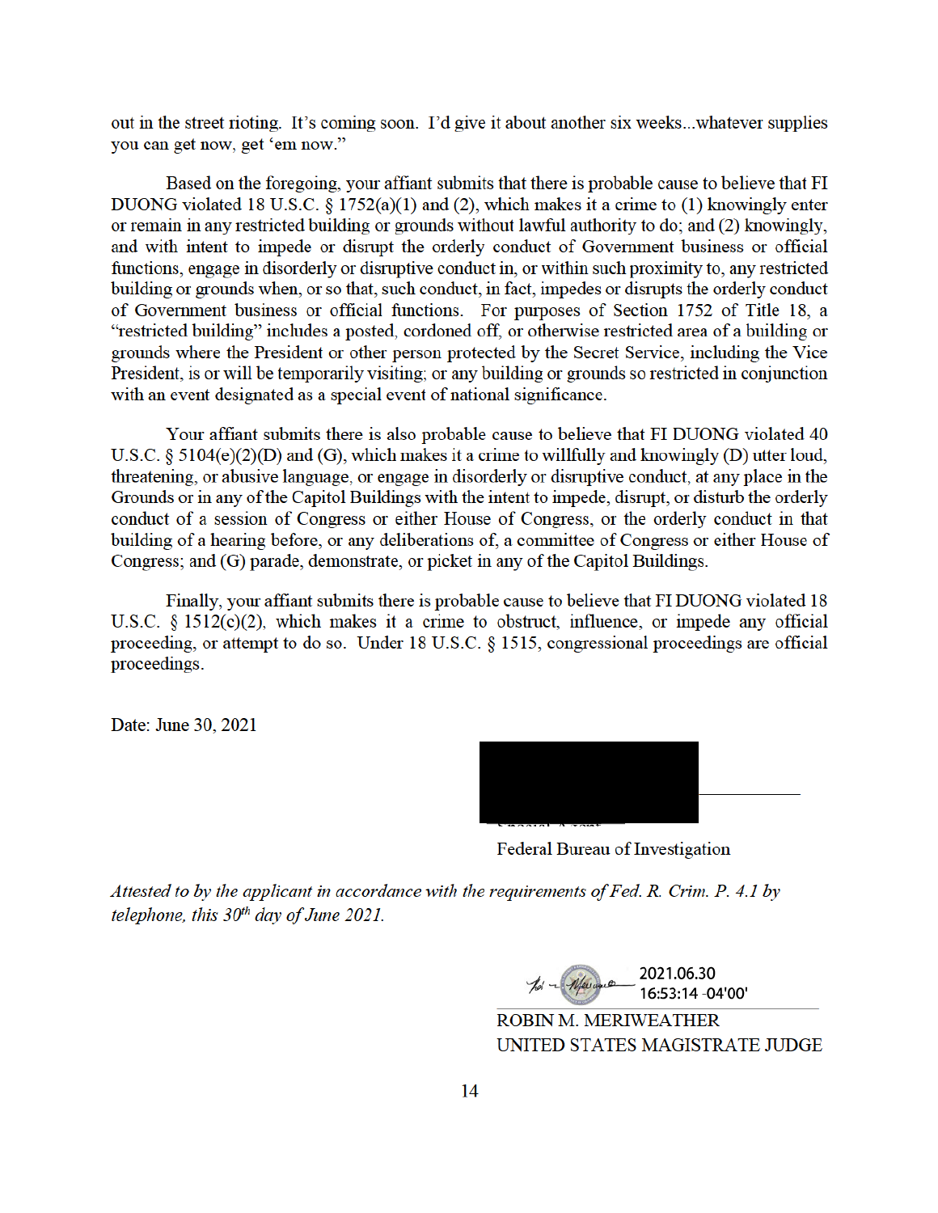out in the street rioting. It's coming soon. I'd give it about another six weeks...whatever supplies you can get now, get 'em now."

Based on the foregoing, your affiant submits that there is probable cause to believe that FI DUONG violated 18 U.S.C. § 1752(a)(1) and (2), which makes it a crime to (1) knowingly enter or remain in any restricted building or grounds without lawful authority to do; and (2) knowingly, and with intent to impede or disrupt the orderly conduct of Government business or official functions, engage in disorderly or disruptive conduct in, or within such proximity to, any restricted building or grounds when, or so that, such conduct, in fact, impedes or disrupts the orderly conduct of Government business or official functions. For purposes of Section 1752 of Title 18, a "restricted building" includes a posted, cordoned off, or otherwise restricted area of a building or grounds where the President or other person protected by the Secret Service, including the Vice President, is or will be temporarily visiting; or any building or grounds so restricted in conjunction with an event designated as a special event of national significance.

Your affiant submits there is also probable cause to believe that FI DUONG violated 40 U.S.C. § 5104(e)(2)(D) and (G), which makes it a crime to willfully and knowingly (D) utter loud, threatening, or abusive language, or engage in disorderly or disruptive conduct, at any place in the Grounds or in any of the Capitol Buildings with the intent to impede, disrupt, or disturb the orderly conduct of a session of Congress or either House of Congress, or the orderly conduct in that building of a hearing before, or any deliberations of, a committee of Congress or either House of Congress; and (G) parade, demonstrate, or picket in any of the Capitol Buildings.

Finally, your affiant submits there is probable cause to believe that FI DUONG violated 18 U.S.C. § 1512(c)(2), which makes it a crime to obstruct, influence, or impede any official proceeding, or attempt to do so. Under 18 U.S.C. § 1515, congressional proceedings are official proceedings.

Date: June 30, 2021

Federal Bureau of Investigation

*Attested to by the applicant in accordance with the requirements of Fed. R. Crim. P. 4.1 by telephone, this 30th day of June 2021.*

2021.06.30
16:53:14 -04'00'

ROBIN M. MERIWEATHER
UNITED STATES MAGISTRATE JUDGE